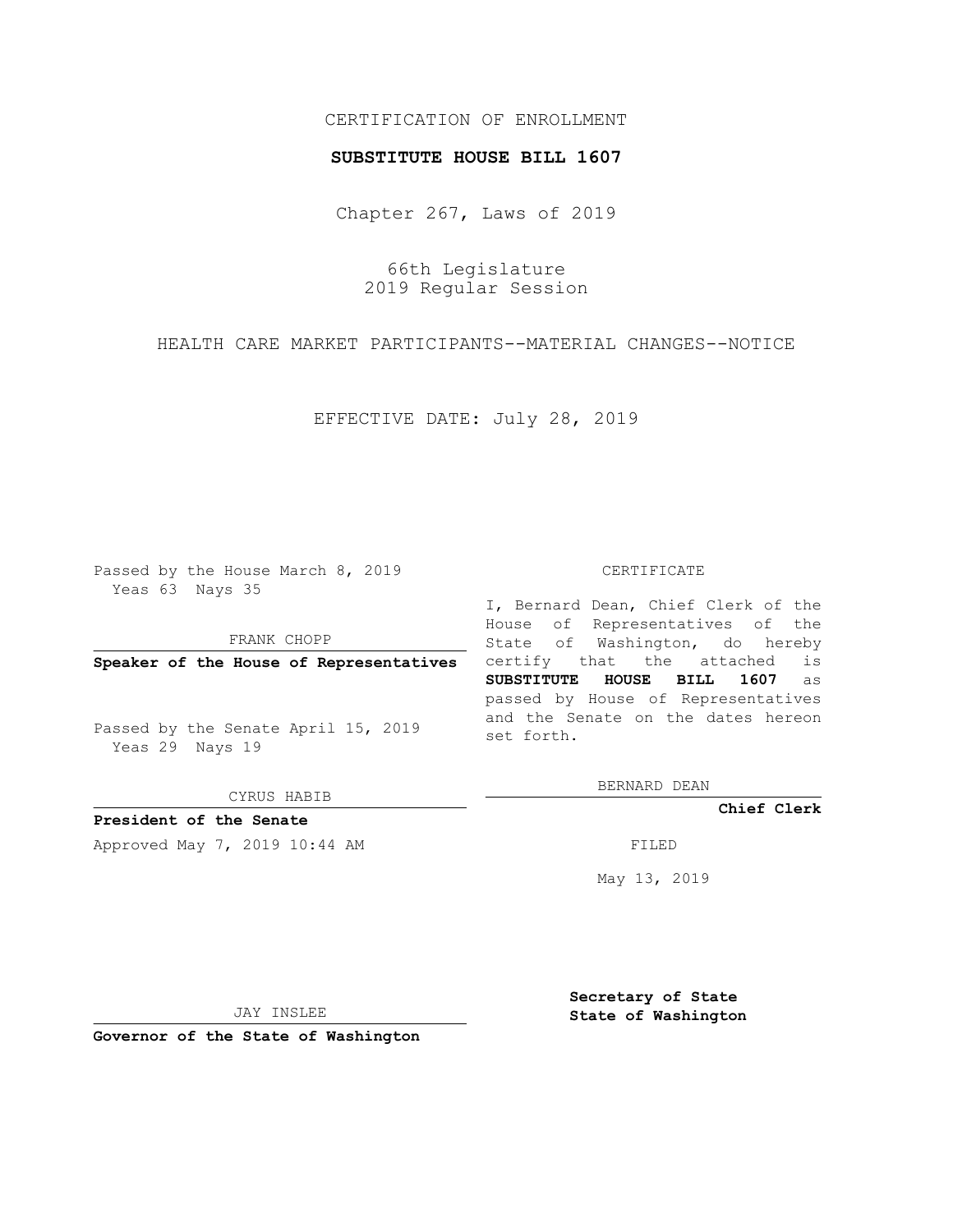CERTIFICATION OF ENROLLMENT

**SUBSTITUTE HOUSE BILL 1607**

Chapter 267, Laws of 2019

66th Legislature
2019 Regular Session

HEALTH CARE MARKET PARTICIPANTS--MATERIAL CHANGES--NOTICE

EFFECTIVE DATE: July 28, 2019

Passed by the House March 8, 2019
Yeas 63 Nays 35

FRANK CHOPP

**Speaker of the House of Representatives**

Passed by the Senate April 15, 2019
Yeas 29 Nays 19

CYRUS HABIB

**President of the Senate**

Approved May 7, 2019 10:44 AM

JAY INSLEE

**Governor of the State of Washington**

CERTIFICATE

I, Bernard Dean, Chief Clerk of the House of Representatives of the State of Washington, do hereby certify that the attached is **SUBSTITUTE HOUSE BILL 1607** as passed by House of Representatives and the Senate on the dates hereon set forth.

BERNARD DEAN

**Chief Clerk**

FILED

May 13, 2019

**Secretary of State**
**State of Washington**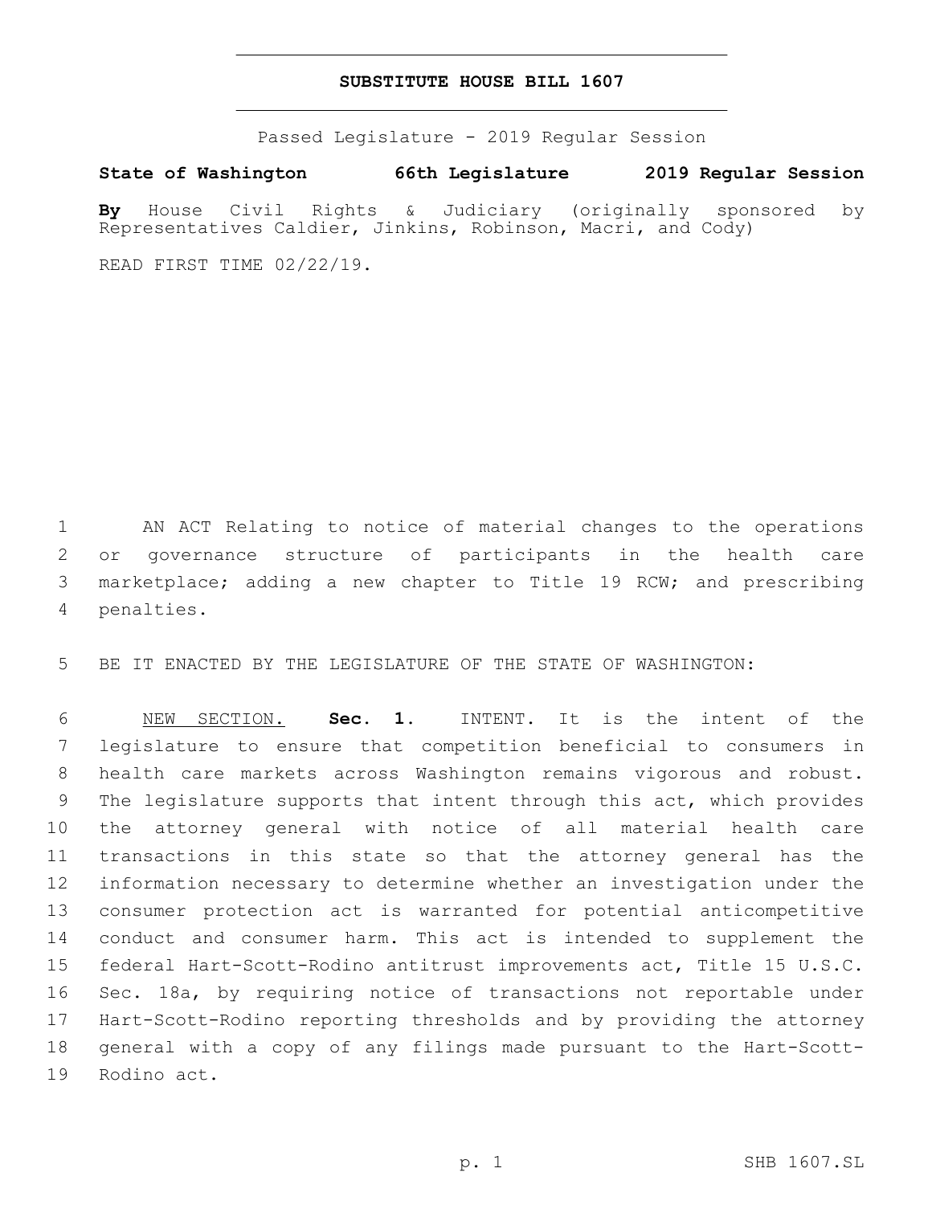# SUBSTITUTE HOUSE BILL 1607

Passed Legislature - 2019 Regular Session

**State of Washington 66th Legislature 2019 Regular Session**

**By** House Civil Rights & Judiciary (originally sponsored by Representatives Caldier, Jinkins, Robinson, Macri, and Cody)

READ FIRST TIME 02/22/19.

AN ACT Relating to notice of material changes to the operations or governance structure of participants in the health care marketplace; adding a new chapter to Title 19 RCW; and prescribing penalties.

BE IT ENACTED BY THE LEGISLATURE OF THE STATE OF WASHINGTON:

NEW SECTION. **Sec. 1.** INTENT. It is the intent of the legislature to ensure that competition beneficial to consumers in health care markets across Washington remains vigorous and robust. The legislature supports that intent through this act, which provides the attorney general with notice of all material health care transactions in this state so that the attorney general has the information necessary to determine whether an investigation under the consumer protection act is warranted for potential anticompetitive conduct and consumer harm. This act is intended to supplement the federal Hart-Scott-Rodino antitrust improvements act, Title 15 U.S.C. Sec. 18a, by requiring notice of transactions not reportable under Hart-Scott-Rodino reporting thresholds and by providing the attorney general with a copy of any filings made pursuant to the Hart-Scott-Rodino act.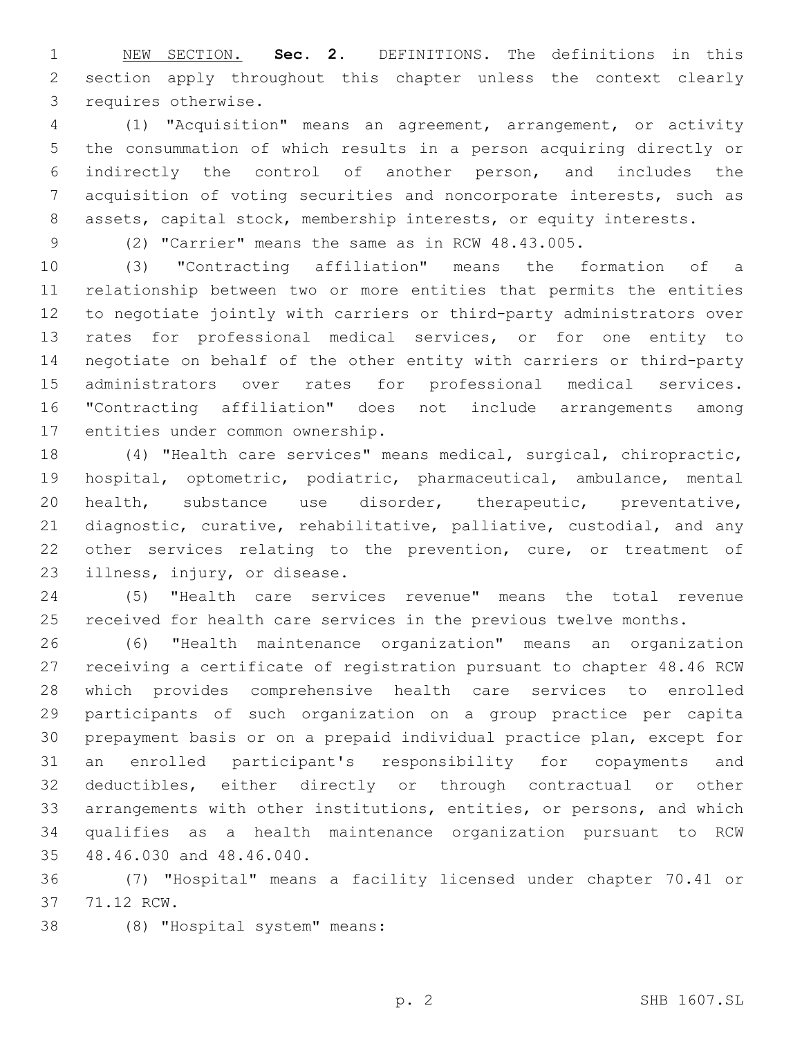NEW SECTION. **Sec. 2.** DEFINITIONS. The definitions in this section apply throughout this chapter unless the context clearly requires otherwise.

(1) "Acquisition" means an agreement, arrangement, or activity the consummation of which results in a person acquiring directly or indirectly the control of another person, and includes the acquisition of voting securities and noncorporate interests, such as assets, capital stock, membership interests, or equity interests.

(2) "Carrier" means the same as in RCW 48.43.005.

(3) "Contracting affiliation" means the formation of a relationship between two or more entities that permits the entities to negotiate jointly with carriers or third-party administrators over rates for professional medical services, or for one entity to negotiate on behalf of the other entity with carriers or third-party administrators over rates for professional medical services. "Contracting affiliation" does not include arrangements among entities under common ownership.

(4) "Health care services" means medical, surgical, chiropractic, hospital, optometric, podiatric, pharmaceutical, ambulance, mental health, substance use disorder, therapeutic, preventative, diagnostic, curative, rehabilitative, palliative, custodial, and any other services relating to the prevention, cure, or treatment of illness, injury, or disease.

(5) "Health care services revenue" means the total revenue received for health care services in the previous twelve months.

(6) "Health maintenance organization" means an organization receiving a certificate of registration pursuant to chapter 48.46 RCW which provides comprehensive health care services to enrolled participants of such organization on a group practice per capita prepayment basis or on a prepaid individual practice plan, except for an enrolled participant's responsibility for copayments and deductibles, either directly or through contractual or other arrangements with other institutions, entities, or persons, and which qualifies as a health maintenance organization pursuant to RCW 48.46.030 and 48.46.040.

(7) "Hospital" means a facility licensed under chapter 70.41 or 71.12 RCW.

(8) "Hospital system" means: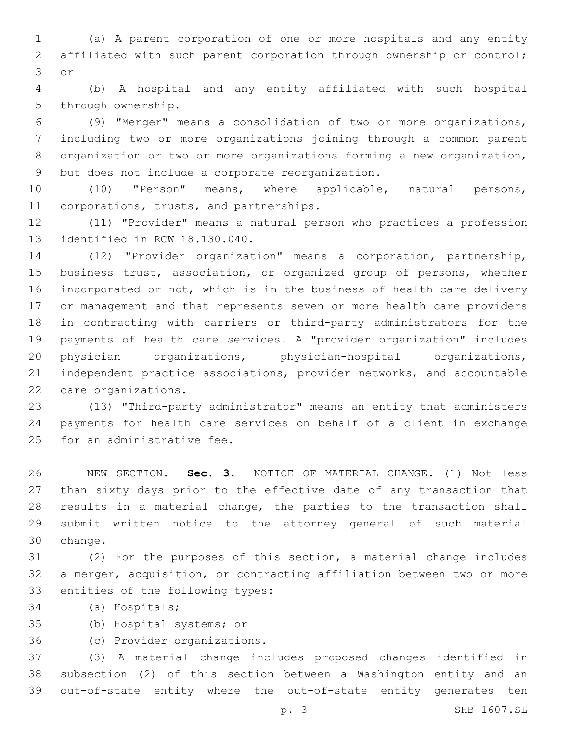(a) A parent corporation of one or more hospitals and any entity affiliated with such parent corporation through ownership or control; or

(b) A hospital and any entity affiliated with such hospital through ownership.

(9) "Merger" means a consolidation of two or more organizations, including two or more organizations joining through a common parent organization or two or more organizations forming a new organization, but does not include a corporate reorganization.

(10) "Person" means, where applicable, natural persons, corporations, trusts, and partnerships.

(11) "Provider" means a natural person who practices a profession identified in RCW 18.130.040.

(12) "Provider organization" means a corporation, partnership, business trust, association, or organized group of persons, whether incorporated or not, which is in the business of health care delivery or management and that represents seven or more health care providers in contracting with carriers or third-party administrators for the payments of health care services. A "provider organization" includes physician organizations, physician-hospital organizations, independent practice associations, provider networks, and accountable care organizations.

(13) "Third-party administrator" means an entity that administers payments for health care services on behalf of a client in exchange for an administrative fee.

NEW SECTION. **Sec. 3.** NOTICE OF MATERIAL CHANGE. (1) Not less than sixty days prior to the effective date of any transaction that results in a material change, the parties to the transaction shall submit written notice to the attorney general of such material change.

(2) For the purposes of this section, a material change includes a merger, acquisition, or contracting affiliation between two or more entities of the following types:

(a) Hospitals;

(b) Hospital systems; or

(c) Provider organizations.

(3) A material change includes proposed changes identified in subsection (2) of this section between a Washington entity and an out-of-state entity where the out-of-state entity generates ten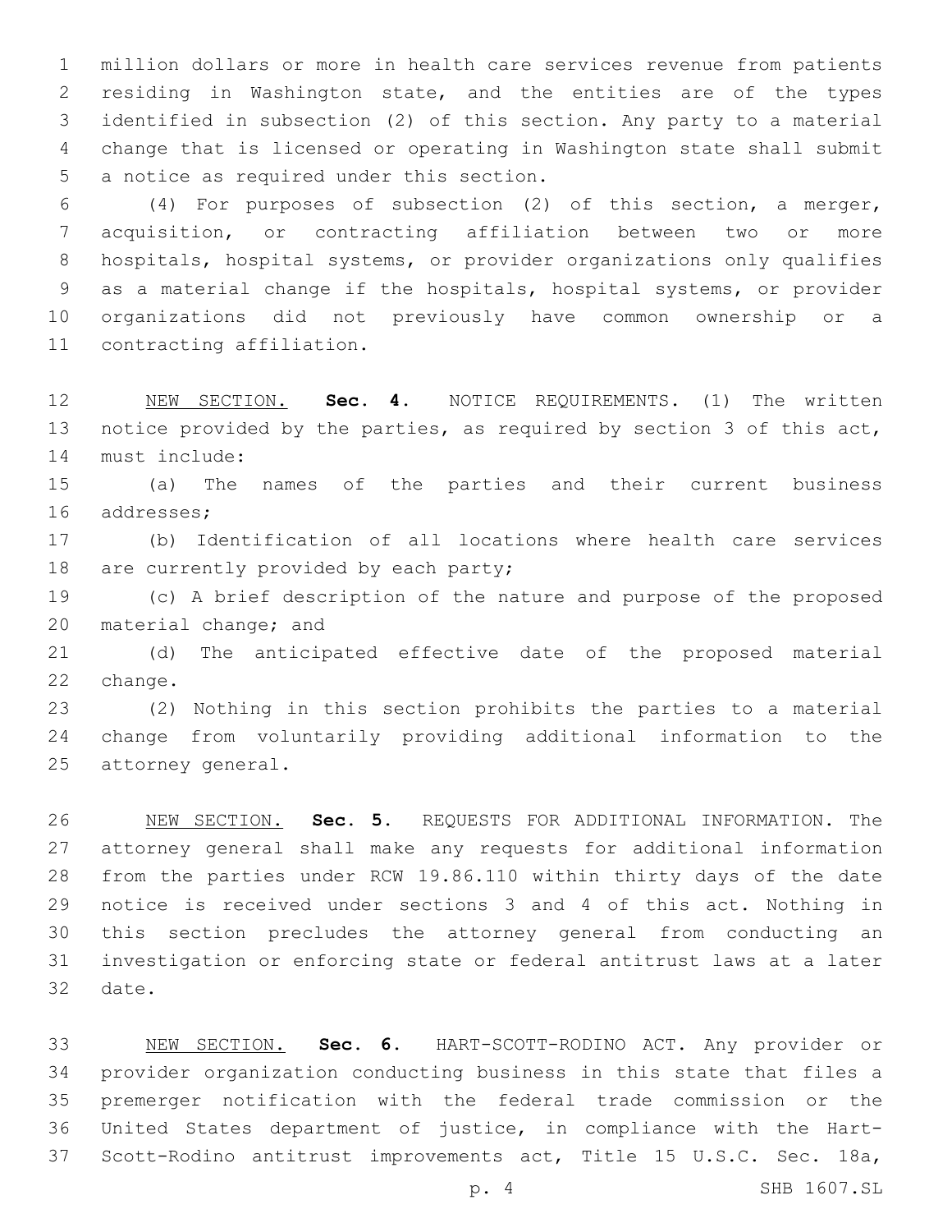million dollars or more in health care services revenue from patients residing in Washington state, and the entities are of the types identified in subsection (2) of this section. Any party to a material change that is licensed or operating in Washington state shall submit a notice as required under this section.

(4) For purposes of subsection (2) of this section, a merger, acquisition, or contracting affiliation between two or more hospitals, hospital systems, or provider organizations only qualifies as a material change if the hospitals, hospital systems, or provider organizations did not previously have common ownership or a contracting affiliation.

NEW SECTION. **Sec. 4.** NOTICE REQUIREMENTS. (1) The written notice provided by the parties, as required by section 3 of this act, must include:

(a) The names of the parties and their current business addresses;

(b) Identification of all locations where health care services are currently provided by each party;

(c) A brief description of the nature and purpose of the proposed material change; and

(d) The anticipated effective date of the proposed material change.

(2) Nothing in this section prohibits the parties to a material change from voluntarily providing additional information to the attorney general.

NEW SECTION. **Sec. 5.** REQUESTS FOR ADDITIONAL INFORMATION. The attorney general shall make any requests for additional information from the parties under RCW 19.86.110 within thirty days of the date notice is received under sections 3 and 4 of this act. Nothing in this section precludes the attorney general from conducting an investigation or enforcing state or federal antitrust laws at a later date.

NEW SECTION. **Sec. 6.** HART-SCOTT-RODINO ACT. Any provider or provider organization conducting business in this state that files a premerger notification with the federal trade commission or the United States department of justice, in compliance with the Hart-Scott-Rodino antitrust improvements act, Title 15 U.S.C. Sec. 18a,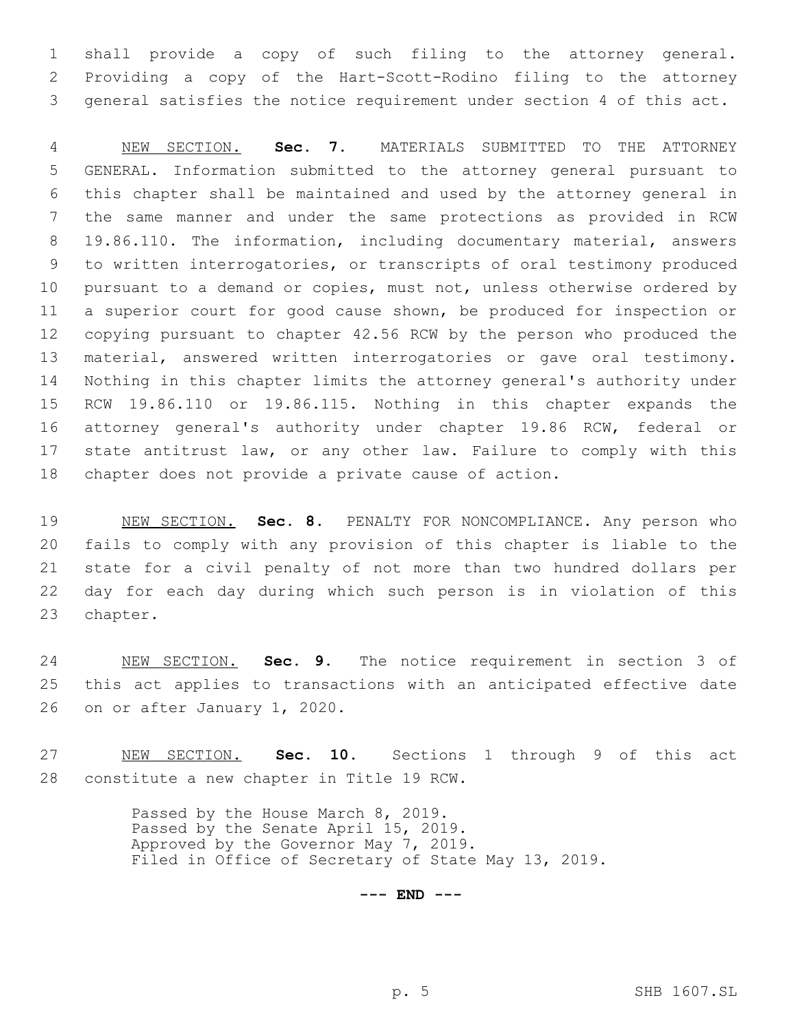shall provide a copy of such filing to the attorney general. Providing a copy of the Hart-Scott-Rodino filing to the attorney general satisfies the notice requirement under section 4 of this act.

NEW SECTION. **Sec. 7.** MATERIALS SUBMITTED TO THE ATTORNEY GENERAL. Information submitted to the attorney general pursuant to this chapter shall be maintained and used by the attorney general in the same manner and under the same protections as provided in RCW 19.86.110. The information, including documentary material, answers to written interrogatories, or transcripts of oral testimony produced pursuant to a demand or copies, must not, unless otherwise ordered by a superior court for good cause shown, be produced for inspection or copying pursuant to chapter 42.56 RCW by the person who produced the material, answered written interrogatories or gave oral testimony. Nothing in this chapter limits the attorney general's authority under RCW 19.86.110 or 19.86.115. Nothing in this chapter expands the attorney general's authority under chapter 19.86 RCW, federal or state antitrust law, or any other law. Failure to comply with this chapter does not provide a private cause of action.

NEW SECTION. **Sec. 8.** PENALTY FOR NONCOMPLIANCE. Any person who fails to comply with any provision of this chapter is liable to the state for a civil penalty of not more than two hundred dollars per day for each day during which such person is in violation of this chapter.

NEW SECTION. **Sec. 9.** The notice requirement in section 3 of this act applies to transactions with an anticipated effective date on or after January 1, 2020.

NEW SECTION. **Sec. 10.** Sections 1 through 9 of this act constitute a new chapter in Title 19 RCW.

Passed by the House March 8, 2019.
Passed by the Senate April 15, 2019.
Approved by the Governor May 7, 2019.
Filed in Office of Secretary of State May 13, 2019.

**--- END ---**